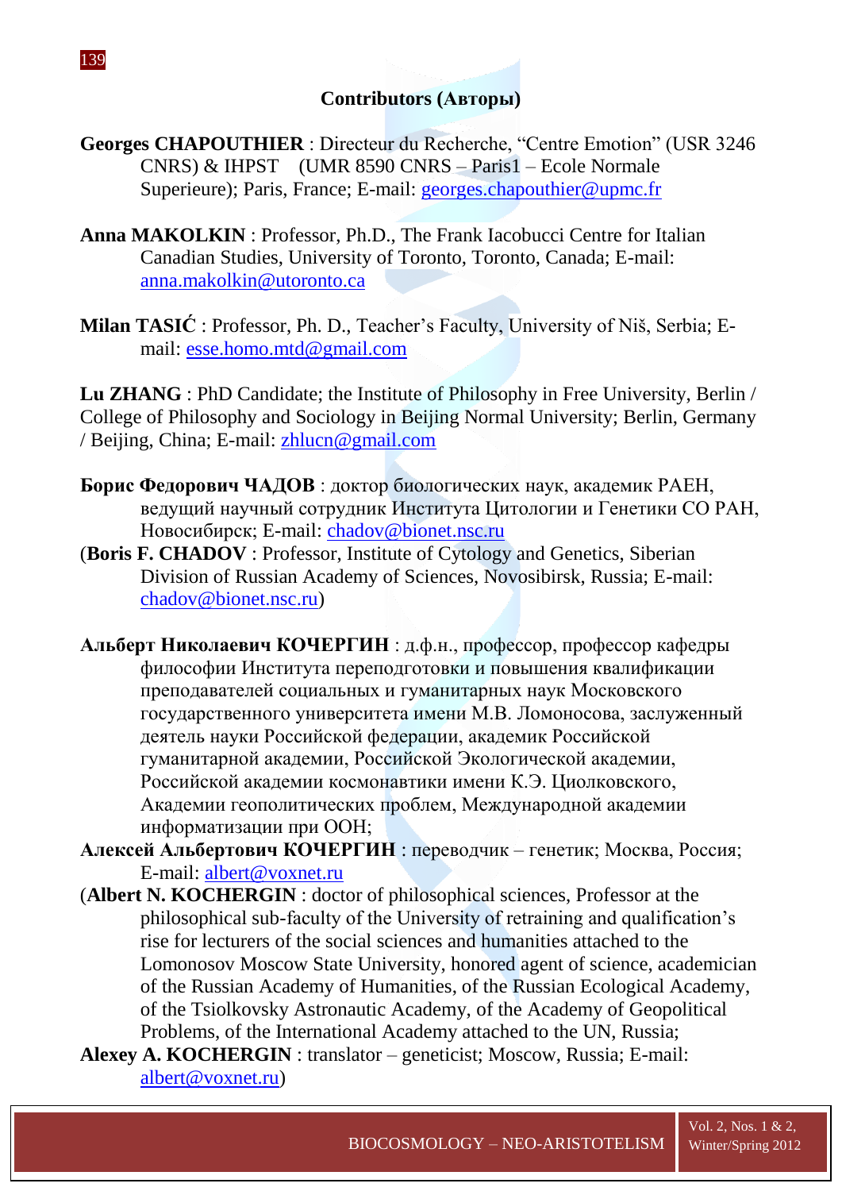## Contributors (Авторы)

**Georges CHAPOUTHIER** : Directeur du Recherche, "Centre Emotion" (USR 3246 CNRS) & IHPST (UMR 8590 CNRS – Paris1 – Ecole Normale Superieure); Paris, France; E-mail: georges.chapouthier@upmc.fr

**Anna MAKOLKIN** : Professor, Ph.D., The Frank Iacobucci Centre for Italian Canadian Studies, University of Toronto, Toronto, Canada; E-mail: anna.makolkin@utoronto.ca

**Milan TASIĆ** : Professor, Ph. D., Teacher's Faculty, University of Niš, Serbia; E-mail: esse.homo.mtd@gmail.com

**Lu ZHANG** : PhD Candidate; the Institute of Philosophy in Free University, Berlin / College of Philosophy and Sociology in Beijing Normal University; Berlin, Germany / Beijing, China; E-mail: zhlucn@gmail.com

**Борис Федорович ЧАДОВ** : доктор биологических наук, академик РАЕН, ведущий научный сотрудник Института Цитологии и Генетики СО РАН, Новосибирск; E-mail: chadov@bionet.nsc.ru
(**Boris F. CHADOV** : Professor, Institute of Cytology and Genetics, Siberian Division of Russian Academy of Sciences, Novosibirsk, Russia; E-mail: chadov@bionet.nsc.ru)

**Альберт Николаевич КОЧЕРГИН** : д.ф.н., профессор, профессор кафедры философии Института переподготовки и повышения квалификации преподавателей социальных и гуманитарных наук Московского государственного университета имени М.В. Ломоносова, заслуженный деятель науки Российской федерации, академик Российской гуманитарной академии, Российской Экологической академии, Российской академии космонавтики имени К.Э. Циолковского, Академии геополитических проблем, Международной академии информатизации при ООН;
**Алексей Альбертович КОЧЕРГИН** : переводчик – генетик; Москва, Россия; E-mail: albert@voxnet.ru
(**Albert N. KOCHERGIN** : doctor of philosophical sciences, Professor at the philosophical sub-faculty of the University of retraining and qualification's rise for lecturers of the social sciences and humanities attached to the Lomonosov Moscow State University, honored agent of science, academician of the Russian Academy of Humanities, of the Russian Ecological Academy, of the Tsiolkovsky Astronautic Academy, of the Academy of Geopolitical Problems, of the International Academy attached to the UN, Russia;
**Alexey A. KOCHERGIN** : translator – geneticist; Moscow, Russia; E-mail: albert@voxnet.ru)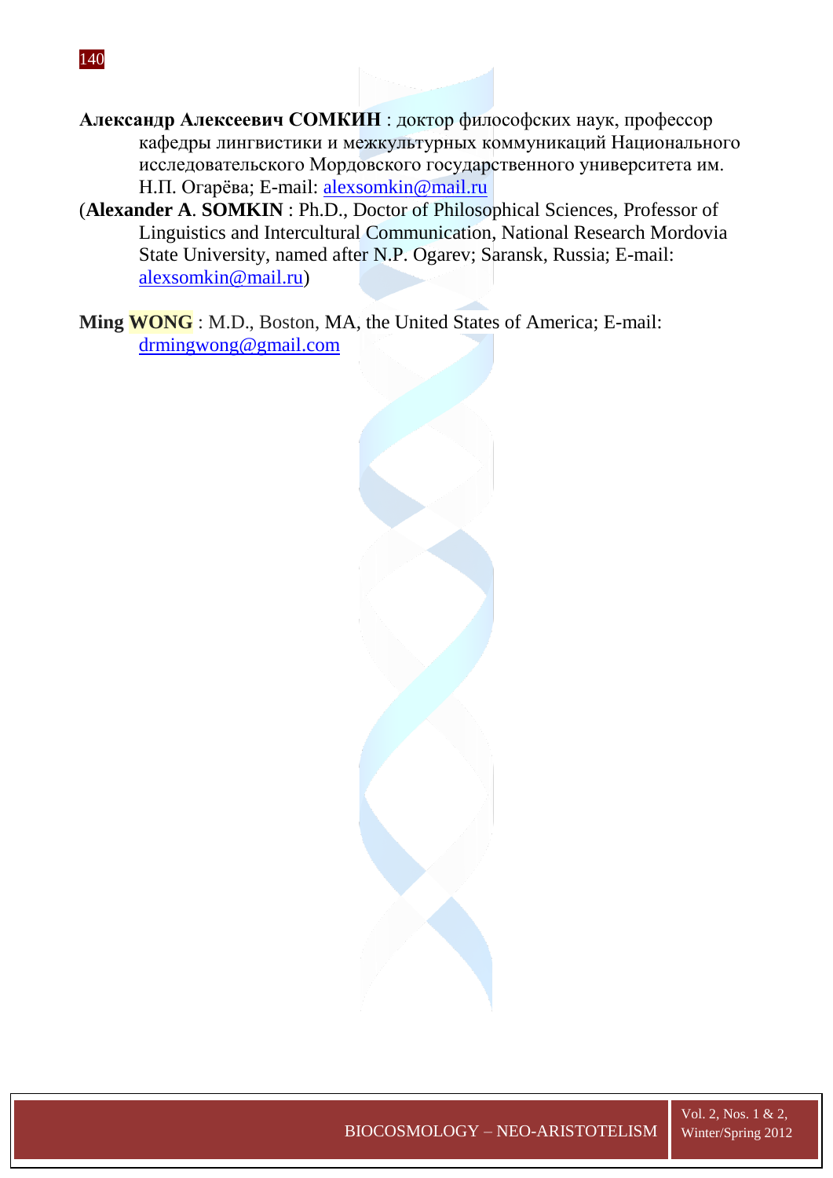**Александр Алексеевич СОМКИН** : доктор философских наук, профессор кафедры лингвистики и межкультурных коммуникаций Национального исследовательского Мордовского государственного университета им. Н.П. Огарёва; E-mail: alexsomkin@mail.ru

(**Alexander A**. **SOMKIN** : Ph.D., Doctor of Philosophical Sciences, Professor of Linguistics and Intercultural Communication, National Research Mordovia State University, named after N.P. Ogarev; Saransk, Russia; E-mail: alexsomkin@mail.ru)

**Ming WONG** : M.D., Boston, MA, the United States of America; E-mail: drmingwong@gmail.com